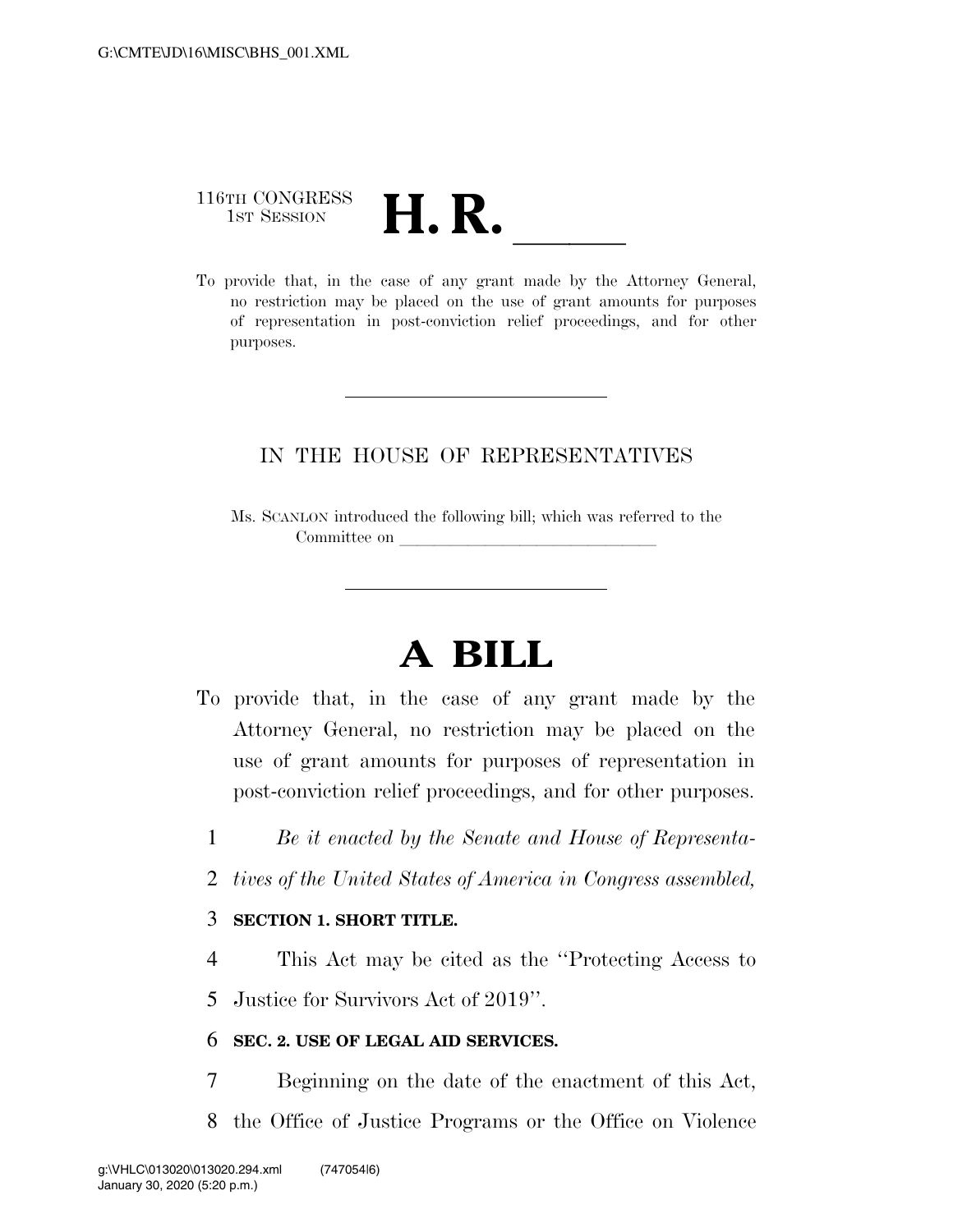116TH CONGRESS
1ST SESSION

# H. R. \_\_\_\_\_\_

To provide that, in the case of any grant made by the Attorney General, no restriction may be placed on the use of grant amounts for purposes of representation in post-conviction relief proceedings, and for other purposes.

---

IN THE HOUSE OF REPRESENTATIVES

Ms. SCANLON introduced the following bill; which was referred to the Committee on \_\_\_\_\_\_\_\_\_\_\_\_\_\_\_\_\_\_\_\_\_\_\_\_\_\_\_\_\_\_

---

# A BILL

To provide that, in the case of any grant made by the Attorney General, no restriction may be placed on the use of grant amounts for purposes of representation in post-conviction relief proceedings, and for other purposes.

1 *Be it enacted by the Senate and House of Representa-*
2 *tives of the United States of America in Congress assembled,*

3 **SECTION 1. SHORT TITLE.**

4 This Act may be cited as the ''Protecting Access to
5 Justice for Survivors Act of 2019''.

6 **SEC. 2. USE OF LEGAL AID SERVICES.**

7 Beginning on the date of the enactment of this Act,
8 the Office of Justice Programs or the Office on Violence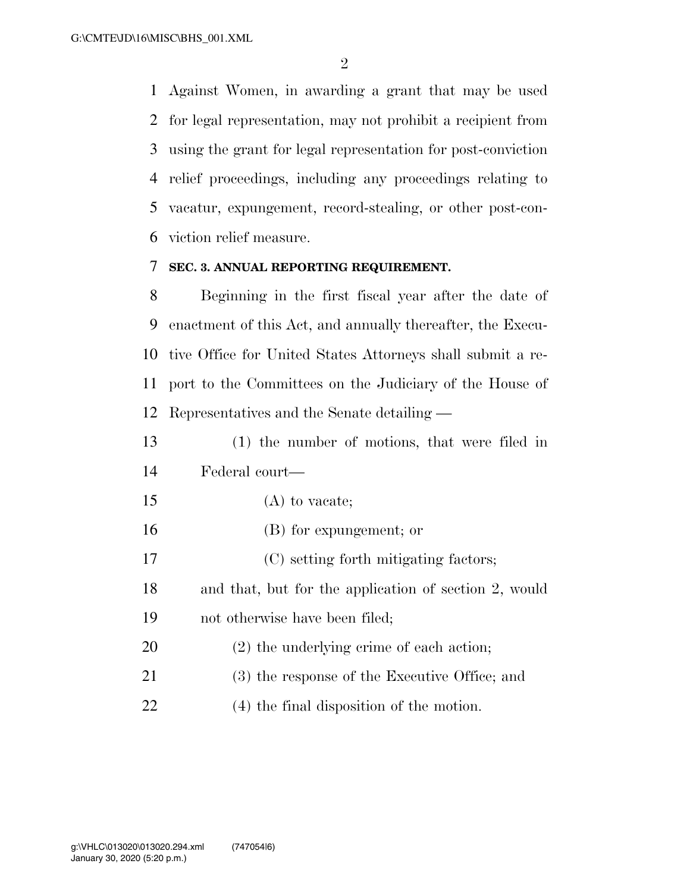Against Women, in awarding a grant that may be used for legal representation, may not prohibit a recipient from using the grant for legal representation for post-conviction relief proceedings, including any proceedings relating to vacatur, expungement, record-stealing, or other post-conviction relief measure.

**SEC. 3. ANNUAL REPORTING REQUIREMENT.**

Beginning in the first fiscal year after the date of enactment of this Act, and annually thereafter, the Executive Office for United States Attorneys shall submit a report to the Committees on the Judiciary of the House of Representatives and the Senate detailing —

(1) the number of motions, that were filed in Federal court—

(A) to vacate;

(B) for expungement; or

(C) setting forth mitigating factors;

and that, but for the application of section 2, would not otherwise have been filed;

(2) the underlying crime of each action;

(3) the response of the Executive Office; and

(4) the final disposition of the motion.